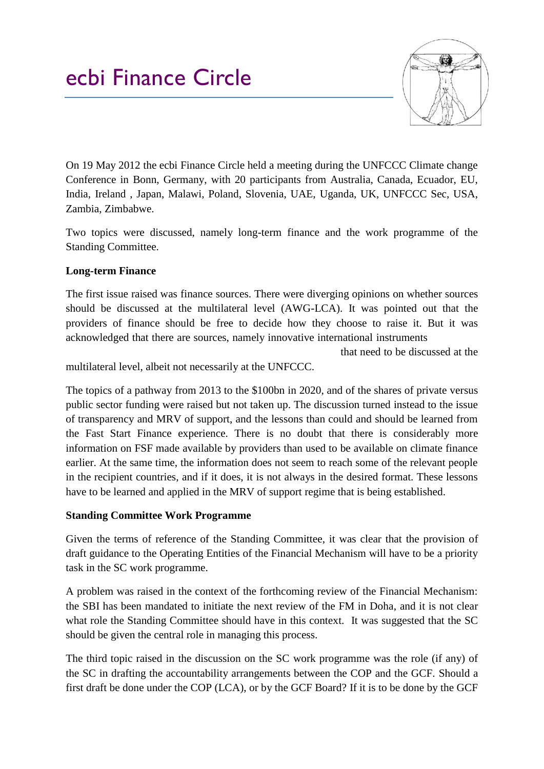# ecbi Finance Circle

On 19 May 2012 the ecbi Finance Circle held a meeting during the UNFCCC Climate change Conference in Bonn, Germany, with 20 participants from Australia, Canada, Ecuador, EU, India, Ireland , Japan, Malawi, Poland, Slovenia, UAE, Uganda, UK, UNFCCC Sec, USA, Zambia, Zimbabwe.

Two topics were discussed, namely long-term finance and the work programme of the Standing Committee.

**Long-term Finance**

The first issue raised was finance sources. There were diverging opinions on whether sources should be discussed at the multilateral level (AWG-LCA). It was pointed out that the providers of finance should be free to decide how they choose to raise it. But it was acknowledged that there are sources, namely innovative international instruments that need to be discussed at the multilateral level, albeit not necessarily at the UNFCCC.

The topics of a pathway from 2013 to the $100bn in 2020, and of the shares of private versus public sector funding were raised but not taken up. The discussion turned instead to the issue of transparency and MRV of support, and the lessons than could and should be learned from the Fast Start Finance experience. There is no doubt that there is considerably more information on FSF made available by providers than used to be available on climate finance earlier. At the same time, the information does not seem to reach some of the relevant people in the recipient countries, and if it does, it is not always in the desired format. These lessons have to be learned and applied in the MRV of support regime that is being established.

**Standing Committee Work Programme**

Given the terms of reference of the Standing Committee, it was clear that the provision of draft guidance to the Operating Entities of the Financial Mechanism will have to be a priority task in the SC work programme.

A problem was raised in the context of the forthcoming review of the Financial Mechanism: the SBI has been mandated to initiate the next review of the FM in Doha, and it is not clear what role the Standing Committee should have in this context. It was suggested that the SC should be given the central role in managing this process.

The third topic raised in the discussion on the SC work programme was the role (if any) of the SC in drafting the accountability arrangements between the COP and the GCF. Should a first draft be done under the COP (LCA), or by the GCF Board? If it is to be done by the GCF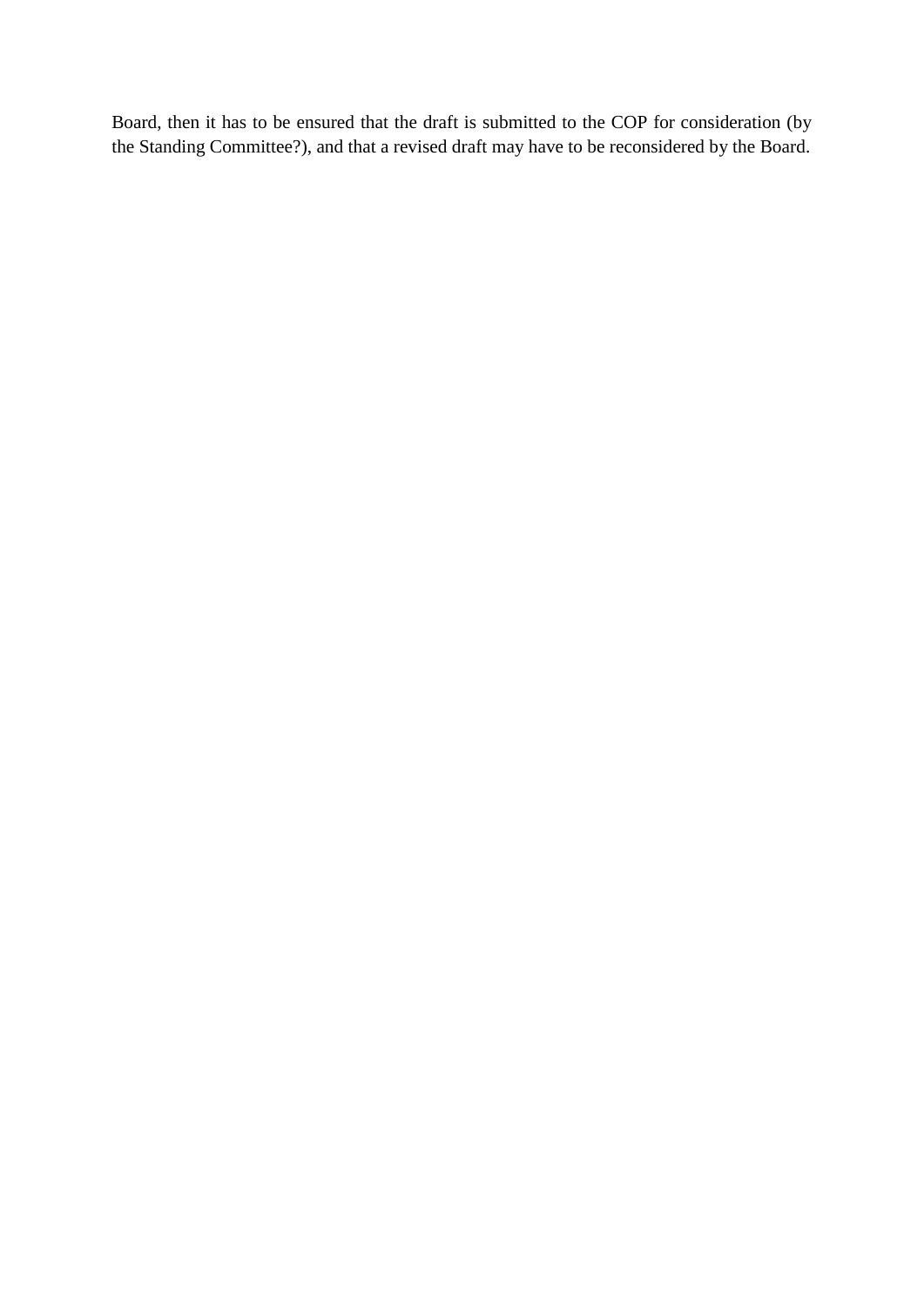Board, then it has to be ensured that the draft is submitted to the COP for consideration (by the Standing Committee?), and that a revised draft may have to be reconsidered by the Board.